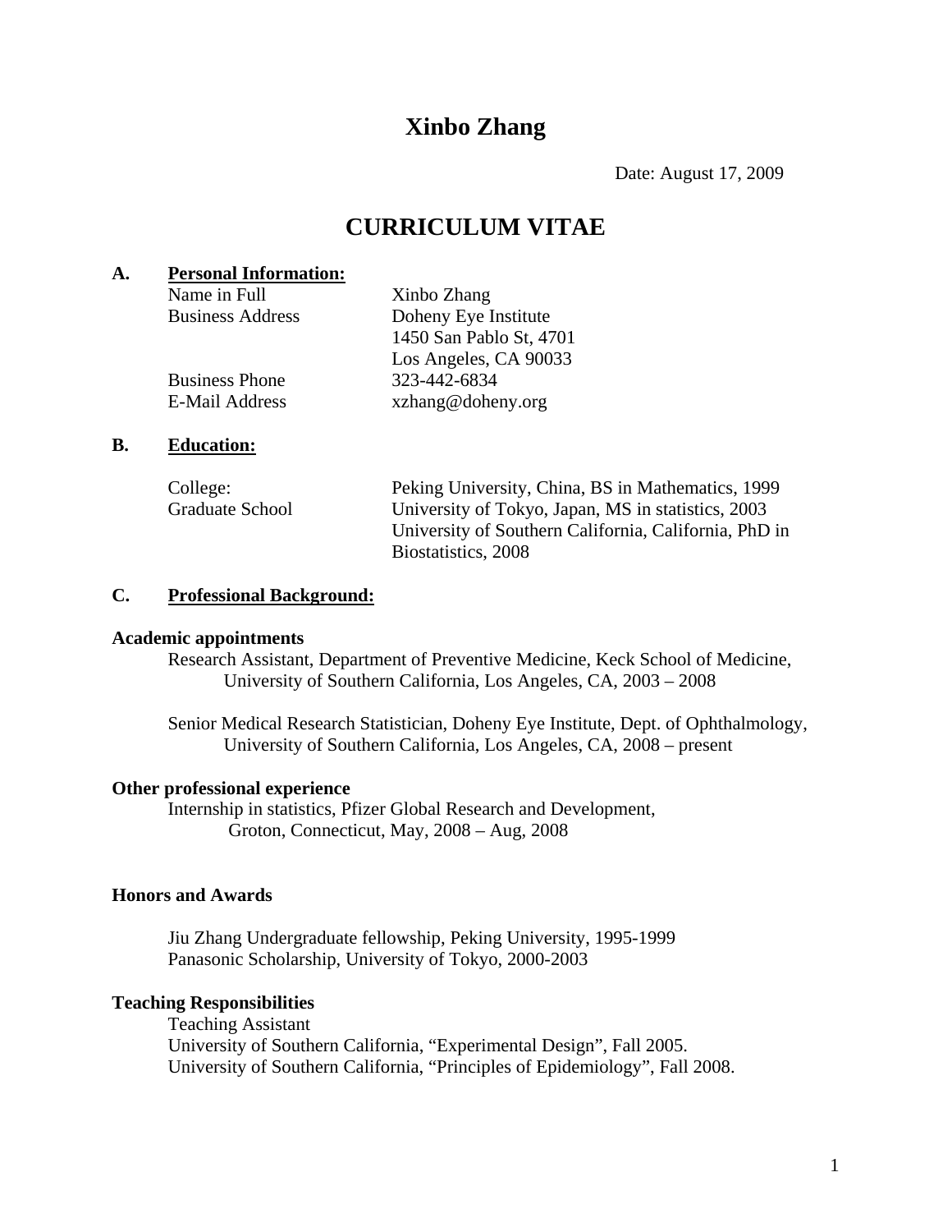# Xinbo Zhang

Date: August 17, 2009

# CURRICULUM VITAE

## A. Personal Information:

| | |
|---|---|
| Name in Full | Xinbo Zhang |
| Business Address | Doheny Eye Institute<br>1450 San Pablo St, 4701<br>Los Angeles, CA 90033 |
| Business Phone | 323-442-6834 |
| E-Mail Address | xzhang@doheny.org |

## B. Education:

| | |
|---|---|
| College: | Peking University, China, BS in Mathematics, 1999 |
| Graduate School | University of Tokyo, Japan, MS in statistics, 2003<br>University of Southern California, California, PhD in Biostatistics, 2008 |

## C. Professional Background:

### Academic appointments

Research Assistant, Department of Preventive Medicine, Keck School of Medicine, University of Southern California, Los Angeles, CA, 2003 – 2008

Senior Medical Research Statistician, Doheny Eye Institute, Dept. of Ophthalmology, University of Southern California, Los Angeles, CA, 2008 – present

### Other professional experience

Internship in statistics, Pfizer Global Research and Development, Groton, Connecticut, May, 2008 – Aug, 2008

### Honors and Awards

Jiu Zhang Undergraduate fellowship, Peking University, 1995-1999
Panasonic Scholarship, University of Tokyo, 2000-2003

### Teaching Responsibilities

Teaching Assistant
University of Southern California, "Experimental Design", Fall 2005.
University of Southern California, "Principles of Epidemiology", Fall 2008.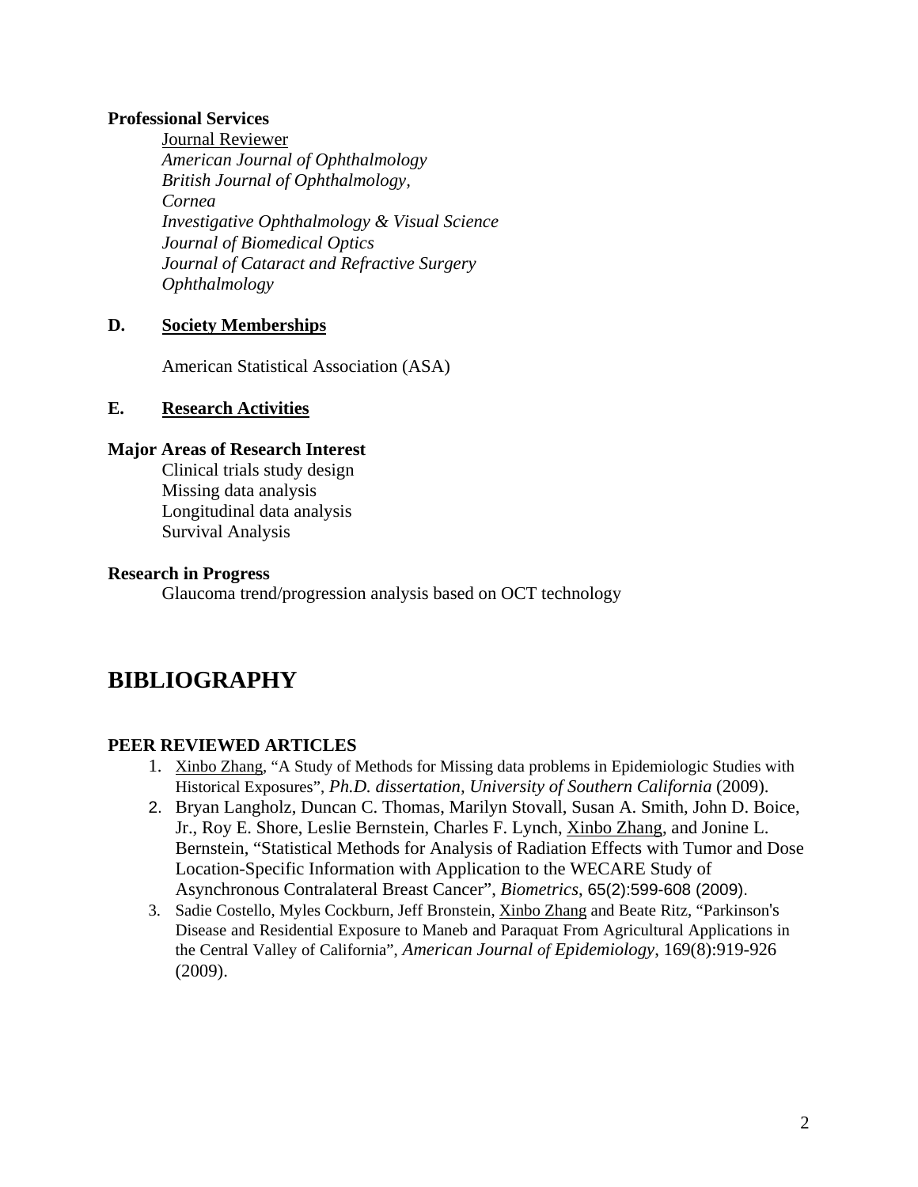**Professional Services**

Journal Reviewer
*American Journal of Ophthalmology*
*British Journal of Ophthalmology*,
*Cornea*
*Investigative Ophthalmology & Visual Science*
*Journal of Biomedical Optics*
*Journal of Cataract and Refractive Surgery*
*Ophthalmology*

## D. Society Memberships

American Statistical Association (ASA)

## E. Research Activities

**Major Areas of Research Interest**

Clinical trials study design
Missing data analysis
Longitudinal data analysis
Survival Analysis

**Research in Progress**

Glaucoma trend/progression analysis based on OCT technology

# BIBLIOGRAPHY

## PEER REVIEWED ARTICLES

1. Xinbo Zhang, "A Study of Methods for Missing data problems in Epidemiologic Studies with Historical Exposures", *Ph.D. dissertation, University of Southern California* (2009).
2. Bryan Langholz, Duncan C. Thomas, Marilyn Stovall, Susan A. Smith, John D. Boice, Jr., Roy E. Shore, Leslie Bernstein, Charles F. Lynch, Xinbo Zhang, and Jonine L. Bernstein, "Statistical Methods for Analysis of Radiation Effects with Tumor and Dose Location-Specific Information with Application to the WECARE Study of Asynchronous Contralateral Breast Cancer", *Biometrics*, 65(2):599-608 (2009).
3. Sadie Costello, Myles Cockburn, Jeff Bronstein, Xinbo Zhang and Beate Ritz, "Parkinson's Disease and Residential Exposure to Maneb and Paraquat From Agricultural Applications in the Central Valley of California", *American Journal of Epidemiology*, 169(8):919-926 (2009).